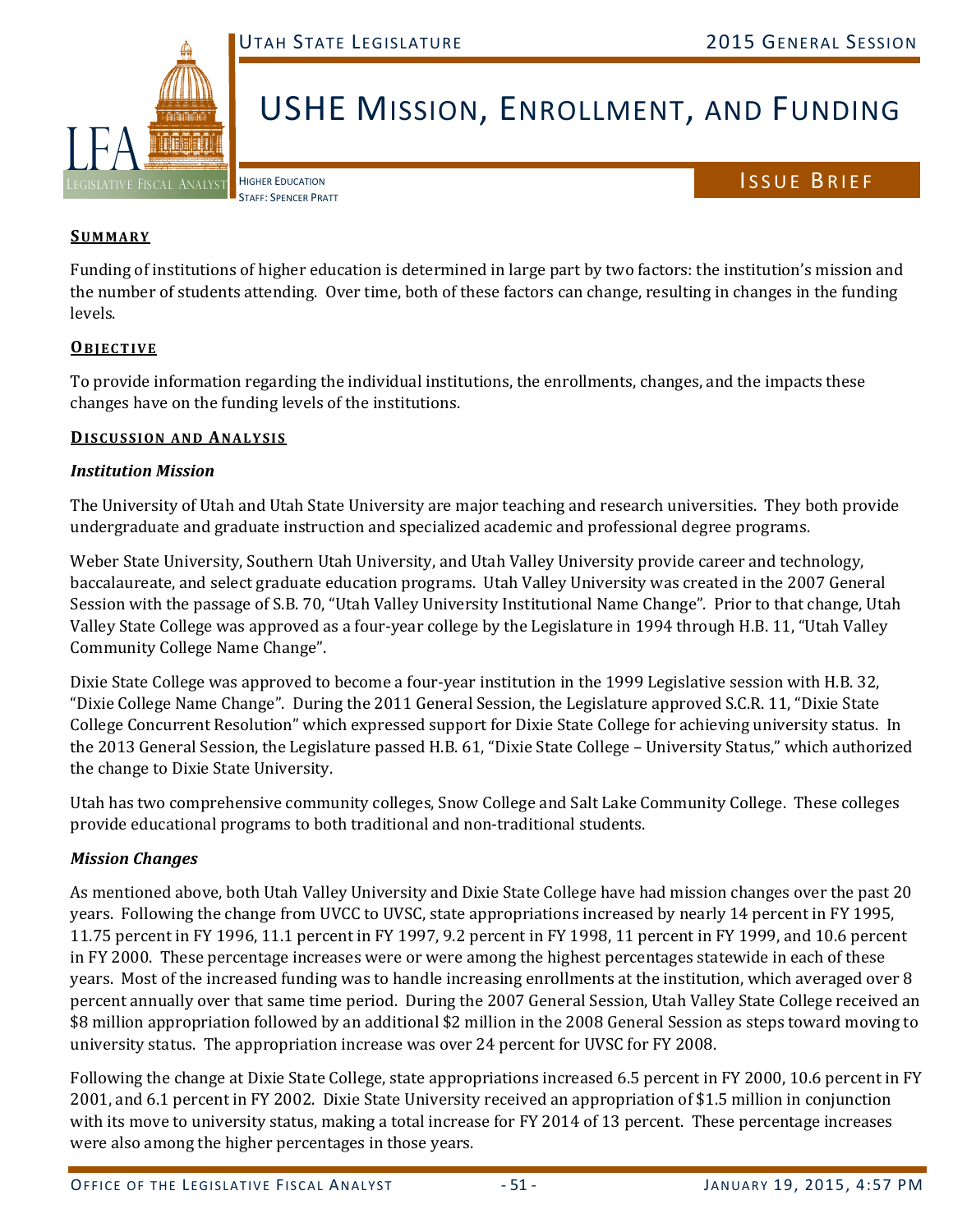# USHE Mission, Enrollment, and Funding

Utah State Legislature — 2015 General Session

Higher Education
Staff: Spencer Pratt

Issue Brief

**SUMMARY**

Funding of institutions of higher education is determined in large part by two factors: the institution's mission and the number of students attending. Over time, both of these factors can change, resulting in changes in the funding levels.

**OBJECTIVE**

To provide information regarding the individual institutions, the enrollments, changes, and the impacts these changes have on the funding levels of the institutions.

**DISCUSSION AND ANALYSIS**

***Institution Mission***

The University of Utah and Utah State University are major teaching and research universities. They both provide undergraduate and graduate instruction and specialized academic and professional degree programs.

Weber State University, Southern Utah University, and Utah Valley University provide career and technology, baccalaureate, and select graduate education programs. Utah Valley University was created in the 2007 General Session with the passage of S.B. 70, "Utah Valley University Institutional Name Change". Prior to that change, Utah Valley State College was approved as a four-year college by the Legislature in 1994 through H.B. 11, "Utah Valley Community College Name Change".

Dixie State College was approved to become a four-year institution in the 1999 Legislative session with H.B. 32, "Dixie College Name Change". During the 2011 General Session, the Legislature approved S.C.R. 11, "Dixie State College Concurrent Resolution" which expressed support for Dixie State College for achieving university status. In the 2013 General Session, the Legislature passed H.B. 61, "Dixie State College – University Status," which authorized the change to Dixie State University.

Utah has two comprehensive community colleges, Snow College and Salt Lake Community College. These colleges provide educational programs to both traditional and non-traditional students.

***Mission Changes***

As mentioned above, both Utah Valley University and Dixie State College have had mission changes over the past 20 years. Following the change from UVCC to UVSC, state appropriations increased by nearly 14 percent in FY 1995, 11.75 percent in FY 1996, 11.1 percent in FY 1997, 9.2 percent in FY 1998, 11 percent in FY 1999, and 10.6 percent in FY 2000. These percentage increases were or were among the highest percentages statewide in each of these years. Most of the increased funding was to handle increasing enrollments at the institution, which averaged over 8 percent annually over that same time period. During the 2007 General Session, Utah Valley State College received an $8 million appropriation followed by an additional $2 million in the 2008 General Session as steps toward moving to university status. The appropriation increase was over 24 percent for UVSC for FY 2008.

Following the change at Dixie State College, state appropriations increased 6.5 percent in FY 2000, 10.6 percent in FY 2001, and 6.1 percent in FY 2002. Dixie State University received an appropriation of $1.5 million in conjunction with its move to university status, making a total increase for FY 2014 of 13 percent. These percentage increases were also among the higher percentages in those years.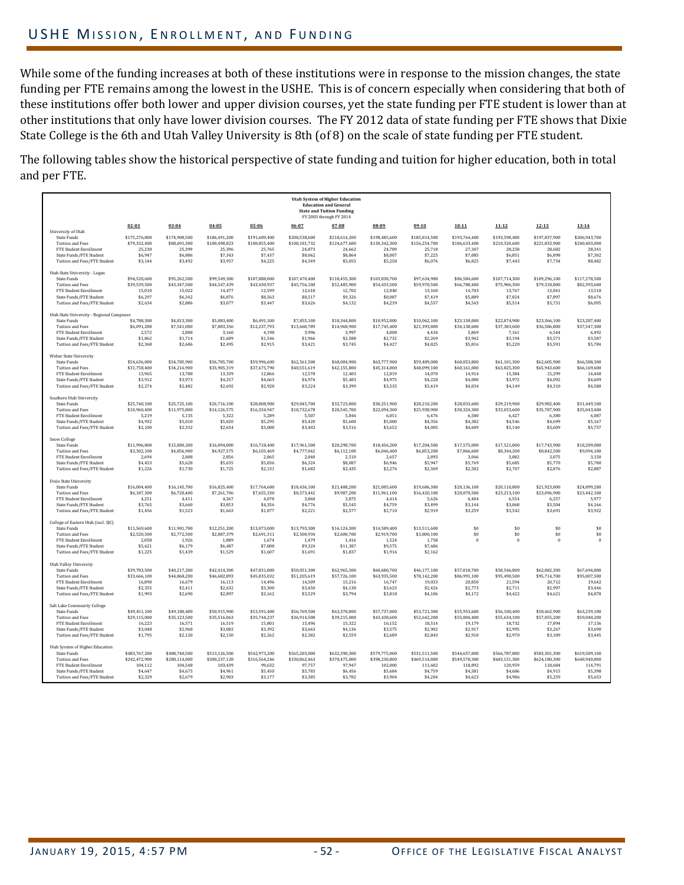## USHE Mission, Enrollment, and Funding

While some of the funding increases at both of these institutions were in response to the mission changes, the state funding per FTE remains among the lowest in the USHE. This is of concern especially when considering that both of these institutions offer both lower and upper division courses, yet the state funding per FTE student is lower than at other institutions that only have lower division courses. The FY 2012 data of state funding per FTE shows that Dixie State College is the 6th and Utah Valley University is 8th (of 8) on the scale of state funding per FTE student.

The following tables show the historical perspective of state funding and tuition for higher education, both in total and per FTE.

**Utah System of Higher Education**
**Education and General**
**State and Tuition Funding**
FY 2003 through FY 2014

| | 02-03 | 03-04 | 04-05 | 05-06 | 06-07 | 07-08 | 08-09 | 09-10 | 10-11 | 11-12 | 12-13 | 13-14 |
|---|---|---|---|---|---|---|---|---|---|---|---|---|
| **University of Utah** | | | | | | | | | | | | |
| State Funds | $175,276,800 | $174,908,500 | $186,491,200 | $191,609,400 | $200,538,600 | $218,614,200 | $198,485,600 | $185,814,500 | $193,764,400 | $197,837,900 | $206,943,700 | |
| Tuition and Fees | $79,332,400 | $88,691,300 | $100,498,823 | $108,855,400 | $108,181,732 | $124,677,600 | $130,342,300 | $156,254,700 | $186,633,400 | $210,320,600 | $221,833,900 | $240,403,000 |
| FTE Student Enrollment | 25,230 | 25,399 | 25,396 | 25,765 | 24,873 | 24,662 | 24,789 | 25,718 | 27,347 | 28,258 | 28,682 | 28,341 |
| State Funds/FTE Student | $6,947 | $6,886 | $7,343 | $7,437 | $8,062 | $8,864 | $8,007 | $7,225 | $7,085 | $6,851 | $6,898 | $7,302 |
| Tuition and Fees/FTE Student | $3,144 | $3,492 | $3,957 | $4,225 | $4,349 | $5,055 | $5,258 | $6,076 | $6,825 | $7,443 | $7,734 | $8,482 |
| **Utah State University - Logan** | | | | | | | | | | | | |
| State Funds | $94,520,600 | $95,262,500 | $99,549,300 | $107,888,000 | $107,470,400 | $118,455,300 | $103,838,700 | $97,634,900 | $86,584,600 | $107,714,300 | $109,296,100 | $117,278,500 |
| Tuition and Fees | $39,539,500 | $43,347,500 | $44,547,439 | $43,430,937 | $45,756,100 | $52,485,900 | $54,433,500 | $59,970,500 | $66,788,400 | $75,906,300 | $79,318,800 | $82,393,600 |
| FTE Student Enrollment | 15,010 | 15,022 | 14,477 | 12,599 | 12,618 | 12,702 | 12,840 | 13,160 | 14,703 | 13,767 | 13,841 | 13,518 |
| State Funds/FTE Student | $6,297 | $6,342 | $6,876 | $8,563 | $8,517 | $9,326 | $8,087 | $7,419 | $5,889 | $7,824 | $7,897 | $8,676 |
| Tuition and Fees/FTE Student | $2,634 | $2,886 | $3,077 | $3,447 | $3,626 | $4,132 | $4,239 | $4,557 | $4,543 | $5,514 | $5,731 | $6,095 |
| **Utah State University - Regional Campuses** | | | | | | | | | | | | |
| State Funds | $4,788,300 | $4,813,300 | $5,083,400 | $6,491,100 | $7,855,100 | $10,344,800 | $10,952,000 | $10,062,100 | $23,138,000 | $22,874,900 | $23,366,100 | $23,287,400 |
| Tuition and Fees | $6,091,200 | $7,541,000 | $7,883,356 | $12,237,793 | $13,668,789 | $14,968,900 | $17,745,400 | $21,393,800 | $34,138,600 | $37,383,600 | $36,586,800 | $37,547,300 |
| FTE Student Enrollment | 2,572 | 2,808 | 3,160 | 4,198 | 3,996 | 3,997 | 4,008 | 4,434 | 5,869 | 7,161 | 6,544 | 6,492 |
| State Funds/FTE Student | $1,862 | $1,714 | $1,609 | $1,546 | $1,966 | $2,588 | $2,732 | $2,269 | $3,942 | $3,194 | $3,571 | $3,587 |
| Tuition and Fees/FTE Student | $2,368 | $2,686 | $2,495 | $2,915 | $3,421 | $3,745 | $4,427 | $4,825 | $5,816 | $5,220 | $5,591 | $5,784 |
| **Weber State University** | | | | | | | | | | | | |
| State Funds | $54,636,000 | $54,785,900 | $56,785,700 | $59,996,600 | $62,561,500 | $68,004,900 | $63,777,900 | $59,489,000 | $60,853,800 | $61,101,300 | $62,605,900 | $66,588,300 |
| Tuition and Fees | $31,758,400 | $34,216,900 | $35,905,319 | $37,675,790 | $40,551,619 | $42,155,800 | $45,314,000 | $48,099,100 | $60,161,000 | $63,825,300 | $65,943,600 | $66,169,600 |
| FTE Student Enrollment | 13,965 | 13,788 | 13,339 | 12,866 | 12,578 | 12,403 | 12,819 | 14,070 | 14,914 | 15,384 | 15,299 | 14,448 |
| State Funds/FTE Student | $3,912 | $3,973 | $4,257 | $4,663 | $4,974 | $5,483 | $4,975 | $4,228 | $4,080 | $3,972 | $4,092 | $4,609 |
| Tuition and Fees/FTE Student | $2,274 | $2,482 | $2,692 | $2,928 | $3,224 | $3,399 | $3,535 | $3,419 | $4,034 | $4,149 | $4,310 | $4,580 |
| **Southern Utah University** | | | | | | | | | | | | |
| State Funds | $25,740,100 | $25,725,100 | $26,716,100 | $28,008,900 | $29,845,700 | $32,723,800 | $30,251,900 | $28,210,200 | $28,833,600 | $29,219,900 | $29,982,400 | $31,449,100 |
| Tuition and Fees | $10,960,400 | $11,975,800 | $14,126,575 | $16,334,947 | $18,732,678 | $20,545,700 | $22,094,300 | $25,938,900 | $30,324,300 | $33,033,600 | $35,787,900 | $35,043,400 |
| FTE Student Enrollment | 5,219 | 5,135 | 5,322 | 5,289 | 5,507 | 5,844 | 6,051 | 6,476 | 6,580 | 6,427 | 6,380 | 6,087 |
| State Funds/FTE Student | $4,932 | $5,010 | $5,020 | $5,295 | $5,420 | $5,600 | $5,000 | $4,356 | $4,382 | $4,546 | $4,699 | $5,167 |
| Tuition and Fees/FTE Student | $2,100 | $2,332 | $2,654 | $3,088 | $3,402 | $3,516 | $3,652 | $4,005 | $4,609 | $5,140 | $5,609 | $5,757 |
| **Snow College** | | | | | | | | | | | | |
| State Funds | $11,996,800 | $15,800,200 | $16,094,000 | $16,718,400 | $17,961,500 | $20,298,700 | $18,456,200 | $17,204,500 | $17,575,000 | $17,521,000 | $17,743,900 | $18,209,000 |
| Tuition and Fees | $3,302,100 | $4,856,900 | $4,927,575 | $6,103,469 | $4,777,042 | $6,112,100 | $6,046,400 | $6,853,200 | $7,866,600 | $8,344,200 | $8,842,500 | $9,094,100 |
| FTE Student Enrollment | 2,694 | 2,808 | 2,856 | 2,865 | 2,840 | 2,510 | 2,657 | 2,893 | 3,046 | 3,082 | 3,075 | 3,150 |
| State Funds/FTE Student | $4,453 | $5,628 | $5,635 | $5,836 | $6,324 | $8,087 | $6,946 | $5,947 | $5,769 | $5,685 | $5,770 | $5,780 |
| Tuition and Fees/FTE Student | $1,226 | $1,730 | $1,725 | $2,131 | $1,682 | $2,435 | $2,276 | $2,369 | $2,582 | $2,707 | $2,876 | $2,887 |
| **Dixie State University** | | | | | | | | | | | | |
| State Funds | $16,004,400 | $16,145,700 | $16,825,400 | $17,764,600 | $18,436,100 | $21,488,200 | $21,005,600 | $19,686,300 | $20,136,100 | $20,110,800 | $21,923,800 | $24,899,200 |
| Tuition and Fees | $6,187,300 | $6,720,400 | $7,261,706 | $7,655,330 | $8,573,442 | $9,987,200 | $11,961,100 | $16,420,100 | $20,870,500 | $23,213,100 | $23,096,900 | $23,442,100 |
| FTE Student Enrollment | 4,251 | 4,411 | 4,367 | 4,078 | 3,860 | 3,875 | 4,414 | 5,626 | 6,404 | 6,554 | 6,257 | 5,977 |
| State Funds/FTE Student | $3,765 | $3,660 | $3,853 | $4,356 | $4,776 | $5,545 | $4,759 | $3,499 | $3,144 | $3,068 | $3,504 | $4,166 |
| Tuition and Fees/FTE Student | $1,456 | $1,523 | $1,663 | $1,877 | $2,221 | $2,577 | $2,710 | $2,919 | $3,259 | $3,542 | $3,691 | $3,922 |
| **College of Eastern Utah (incl. SJC)** | | | | | | | | | | | | |
| State Funds | $11,569,600 | $11,901,700 | $12,251,200 | $13,073,000 | $13,793,300 | $16,124,300 | $14,589,400 | $13,511,600 | $0 | $0 | $0 | $0 |
| Tuition and Fees | $2,520,500 | $2,772,500 | $2,887,379 | $2,691,311 | $2,500,934 | $2,600,700 | $2,919,700 | $3,800,100 | $0 | $0 | $0 | $0 |
| FTE Student Enrollment | 2,058 | 1,926 | 1,889 | 1,674 | 1,479 | 1,416 | 1,524 | 1,758 | 0 | 0 | 0 | 0 |
| State Funds/FTE Student | $5,621 | $6,179 | $6,487 | $7,808 | $9,324 | $11,387 | $9,575 | $7,686 | | | | |
| Tuition and Fees/FTE Student | $1,225 | $1,439 | $1,529 | $1,607 | $1,691 | $1,837 | $1,916 | $2,162 | | | | |
| **Utah Valley University** | | | | | | | | | | | | |
| State Funds | $39,783,500 | $40,217,200 | $42,414,300 | $47,831,800 | $50,051,300 | $62,965,300 | $60,680,700 | $46,177,100 | $57,818,700 | $58,546,800 | $62,082,300 | $67,694,800 |
| Tuition and Fees | $33,666,100 | $44,868,200 | $46,682,893 | $45,835,032 | $51,205,619 | $57,726,100 | $63,935,500 | $78,142,200 | $86,991,100 | $95,490,500 | $95,714,700 | $95,807,500 |
| FTE Student Enrollment | 16,890 | 16,679 | 16,113 | 14,496 | 14,509 | 15,216 | 16,747 | 19,033 | 20,850 | 21,594 | 20,712 | 19,642 |
| State Funds/FTE Student | $2,355 | $2,411 | $2,632 | $3,300 | $3,450 | $4,138 | $3,623 | $2,426 | $2,773 | $2,711 | $2,997 | $3,446 |
| Tuition and Fees/FTE Student | $1,993 | $2,690 | $2,897 | $3,162 | $3,529 | $3,794 | $3,818 | $4,106 | $4,172 | $4,422 | $4,621 | $4,878 |
| **Salt Lake Community College** | | | | | | | | | | | | |
| State Funds | $49,451,100 | $49,180,400 | $50,915,900 | $53,591,400 | $56,769,500 | $63,370,800 | $57,737,000 | $53,721,300 | $55,953,600 | $56,100,400 | $58,462,900 | $63,239,100 |
| Tuition and Fees | $29,115,000 | $35,123,500 | $35,516,063 | $35,744,237 | $36,914,508 | $39,215,000 | $43,438,600 | $52,642,200 | $55,804,400 | $55,634,100 | $57,055,200 | $59,040,200 |
| FTE Student Enrollment | 16,223 | 16,571 | 16,519 | 15,801 | 15,496 | 15,322 | 16,152 | 18,514 | 19,179 | 18,732 | 17,894 | 17,136 |
| State Funds/FTE Student | $3,048 | $2,968 | $3,082 | $3,392 | $3,663 | $4,136 | $3,575 | $2,902 | $2,917 | $2,995 | $3,267 | $3,690 |
| Tuition and Fees/FTE Student | $1,795 | $2,120 | $2,150 | $2,262 | $2,382 | $2,559 | $2,689 | $2,843 | $2,910 | $2,970 | $3,189 | $3,445 |
| **Utah System of Higher Education** | | | | | | | | | | | | |
| State Funds | $483,767,200 | $488,740,500 | $513,126,500 | $542,973,200 | $565,283,000 | $632,390,300 | $579,775,000 | $531,511,500 | $544,657,800 | $566,787,800 | $583,301,300 | $619,589,100 |
| Tuition and Fees | $242,472,900 | $280,114,000 | $300,237,128 | $316,564,246 | $330,862,463 | $370,475,000 | $398,230,800 | $469,514,800 | $549,578,300 | $603,151,300 | $624,180,300 | $648,940,800 |
| FTE Student Enrollment | 104,112 | 104,548 | 103,439 | 99,632 | 97,757 | 97,947 | 102,000 | 111,682 | 118,892 | 120,959 | 118,684 | 114,791 |
| State Funds/FTE Student | $4,647 | $4,675 | $4,961 | $5,450 | $5,783 | $6,456 | $5,684 | $4,759 | $4,581 | $4,686 | $4,915 | $5,398 |
| Tuition and Fees/FTE Student | $2,329 | $2,679 | $2,903 | $3,177 | $3,385 | $3,782 | $3,904 | $4,204 | $4,623 | $4,986 | $5,259 | $5,653 |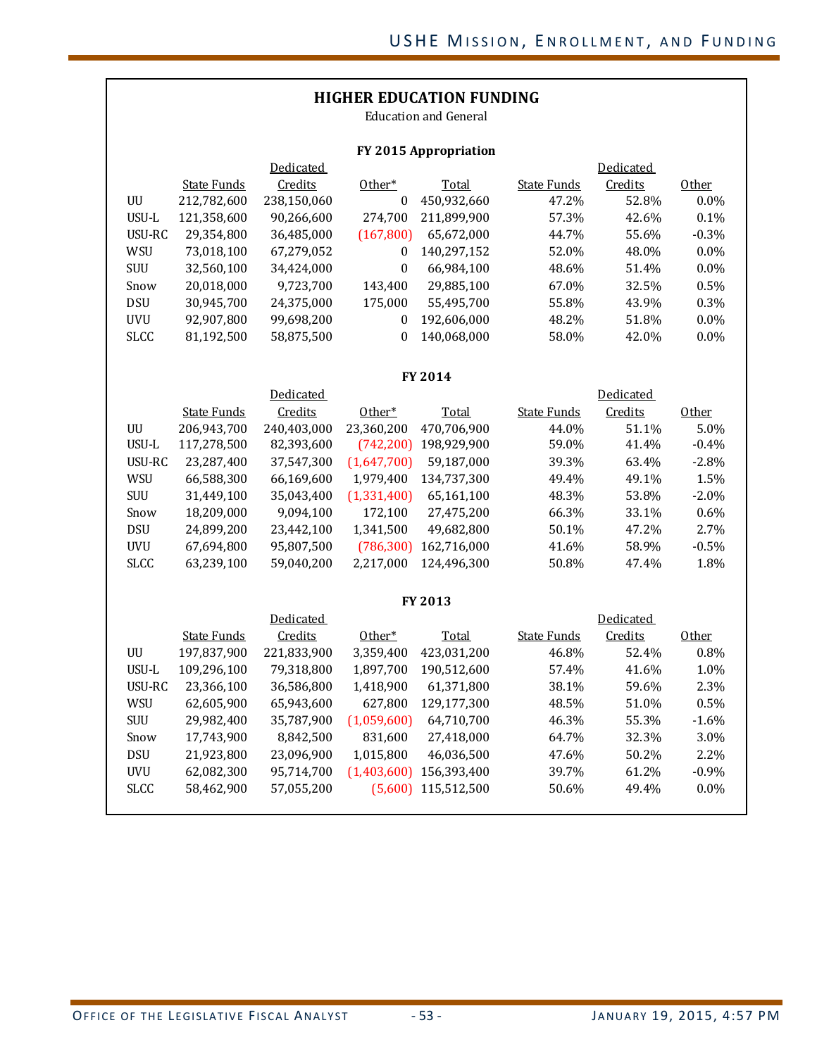## HIGHER EDUCATION FUNDING

Education and General

### FY 2015 Appropriation

| | State Funds | Dedicated Credits | Other* | Total | State Funds | Dedicated Credits | Other |
|---|---|---|---|---|---|---|---|
| UU | 212,782,600 | 238,150,060 | 0 | 450,932,660 | 47.2% | 52.8% | 0.0% |
| USU-L | 121,358,600 | 90,266,600 | 274,700 | 211,899,900 | 57.3% | 42.6% | 0.1% |
| USU-RC | 29,354,800 | 36,485,000 | (167,800) | 65,672,000 | 44.7% | 55.6% | -0.3% |
| WSU | 73,018,100 | 67,279,052 | 0 | 140,297,152 | 52.0% | 48.0% | 0.0% |
| SUU | 32,560,100 | 34,424,000 | 0 | 66,984,100 | 48.6% | 51.4% | 0.0% |
| Snow | 20,018,000 | 9,723,700 | 143,400 | 29,885,100 | 67.0% | 32.5% | 0.5% |
| DSU | 30,945,700 | 24,375,000 | 175,000 | 55,495,700 | 55.8% | 43.9% | 0.3% |
| UVU | 92,907,800 | 99,698,200 | 0 | 192,606,000 | 48.2% | 51.8% | 0.0% |
| SLCC | 81,192,500 | 58,875,500 | 0 | 140,068,000 | 58.0% | 42.0% | 0.0% |

### FY 2014

| | State Funds | Dedicated Credits | Other* | Total | State Funds | Dedicated Credits | Other |
|---|---|---|---|---|---|---|---|
| UU | 206,943,700 | 240,403,000 | 23,360,200 | 470,706,900 | 44.0% | 51.1% | 5.0% |
| USU-L | 117,278,500 | 82,393,600 | (742,200) | 198,929,900 | 59.0% | 41.4% | -0.4% |
| USU-RC | 23,287,400 | 37,547,300 | (1,647,700) | 59,187,000 | 39.3% | 63.4% | -2.8% |
| WSU | 66,588,300 | 66,169,600 | 1,979,400 | 134,737,300 | 49.4% | 49.1% | 1.5% |
| SUU | 31,449,100 | 35,043,400 | (1,331,400) | 65,161,100 | 48.3% | 53.8% | -2.0% |
| Snow | 18,209,000 | 9,094,100 | 172,100 | 27,475,200 | 66.3% | 33.1% | 0.6% |
| DSU | 24,899,200 | 23,442,100 | 1,341,500 | 49,682,800 | 50.1% | 47.2% | 2.7% |
| UVU | 67,694,800 | 95,807,500 | (786,300) | 162,716,000 | 41.6% | 58.9% | -0.5% |
| SLCC | 63,239,100 | 59,040,200 | 2,217,000 | 124,496,300 | 50.8% | 47.4% | 1.8% |

### FY 2013

| | State Funds | Dedicated Credits | Other* | Total | State Funds | Dedicated Credits | Other |
|---|---|---|---|---|---|---|---|
| UU | 197,837,900 | 221,833,900 | 3,359,400 | 423,031,200 | 46.8% | 52.4% | 0.8% |
| USU-L | 109,296,100 | 79,318,800 | 1,897,700 | 190,512,600 | 57.4% | 41.6% | 1.0% |
| USU-RC | 23,366,100 | 36,586,800 | 1,418,900 | 61,371,800 | 38.1% | 59.6% | 2.3% |
| WSU | 62,605,900 | 65,943,600 | 627,800 | 129,177,300 | 48.5% | 51.0% | 0.5% |
| SUU | 29,982,400 | 35,787,900 | (1,059,600) | 64,710,700 | 46.3% | 55.3% | -1.6% |
| Snow | 17,743,900 | 8,842,500 | 831,600 | 27,418,000 | 64.7% | 32.3% | 3.0% |
| DSU | 21,923,800 | 23,096,900 | 1,015,800 | 46,036,500 | 47.6% | 50.2% | 2.2% |
| UVU | 62,082,300 | 95,714,700 | (1,403,600) | 156,393,400 | 39.7% | 61.2% | -0.9% |
| SLCC | 58,462,900 | 57,055,200 | (5,600) | 115,512,500 | 50.6% | 49.4% | 0.0% |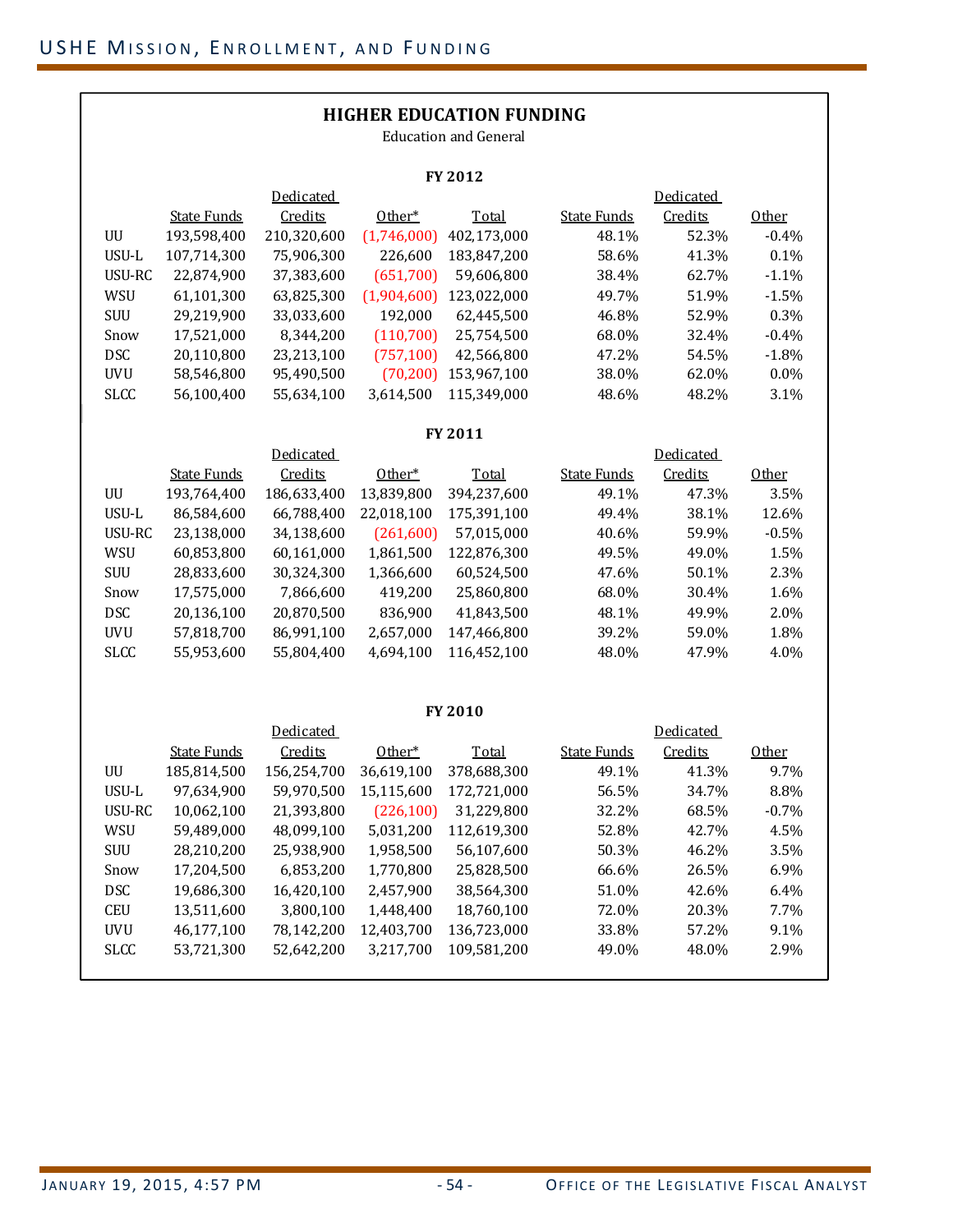## HIGHER EDUCATION FUNDING

Education and General

### FY 2012

| | State Funds | Dedicated Credits | Other* | Total | State Funds | Dedicated Credits | Other |
|---|---|---|---|---|---|---|---|
| UU | 193,598,400 | 210,320,600 | (1,746,000) | 402,173,000 | 48.1% | 52.3% | -0.4% |
| USU-L | 107,714,300 | 75,906,300 | 226,600 | 183,847,200 | 58.6% | 41.3% | 0.1% |
| USU-RC | 22,874,900 | 37,383,600 | (651,700) | 59,606,800 | 38.4% | 62.7% | -1.1% |
| WSU | 61,101,300 | 63,825,300 | (1,904,600) | 123,022,000 | 49.7% | 51.9% | -1.5% |
| SUU | 29,219,900 | 33,033,600 | 192,000 | 62,445,500 | 46.8% | 52.9% | 0.3% |
| Snow | 17,521,000 | 8,344,200 | (110,700) | 25,754,500 | 68.0% | 32.4% | -0.4% |
| DSC | 20,110,800 | 23,213,100 | (757,100) | 42,566,800 | 47.2% | 54.5% | -1.8% |
| UVU | 58,546,800 | 95,490,500 | (70,200) | 153,967,100 | 38.0% | 62.0% | 0.0% |
| SLCC | 56,100,400 | 55,634,100 | 3,614,500 | 115,349,000 | 48.6% | 48.2% | 3.1% |

### FY 2011

| | State Funds | Dedicated Credits | Other* | Total | State Funds | Dedicated Credits | Other |
|---|---|---|---|---|---|---|---|
| UU | 193,764,400 | 186,633,400 | 13,839,800 | 394,237,600 | 49.1% | 47.3% | 3.5% |
| USU-L | 86,584,600 | 66,788,400 | 22,018,100 | 175,391,100 | 49.4% | 38.1% | 12.6% |
| USU-RC | 23,138,000 | 34,138,600 | (261,600) | 57,015,000 | 40.6% | 59.9% | -0.5% |
| WSU | 60,853,800 | 60,161,000 | 1,861,500 | 122,876,300 | 49.5% | 49.0% | 1.5% |
| SUU | 28,833,600 | 30,324,300 | 1,366,600 | 60,524,500 | 47.6% | 50.1% | 2.3% |
| Snow | 17,575,000 | 7,866,600 | 419,200 | 25,860,800 | 68.0% | 30.4% | 1.6% |
| DSC | 20,136,100 | 20,870,500 | 836,900 | 41,843,500 | 48.1% | 49.9% | 2.0% |
| UVU | 57,818,700 | 86,991,100 | 2,657,000 | 147,466,800 | 39.2% | 59.0% | 1.8% |
| SLCC | 55,953,600 | 55,804,400 | 4,694,100 | 116,452,100 | 48.0% | 47.9% | 4.0% |

### FY 2010

| | State Funds | Dedicated Credits | Other* | Total | State Funds | Dedicated Credits | Other |
|---|---|---|---|---|---|---|---|
| UU | 185,814,500 | 156,254,700 | 36,619,100 | 378,688,300 | 49.1% | 41.3% | 9.7% |
| USU-L | 97,634,900 | 59,970,500 | 15,115,600 | 172,721,000 | 56.5% | 34.7% | 8.8% |
| USU-RC | 10,062,100 | 21,393,800 | (226,100) | 31,229,800 | 32.2% | 68.5% | -0.7% |
| WSU | 59,489,000 | 48,099,100 | 5,031,200 | 112,619,300 | 52.8% | 42.7% | 4.5% |
| SUU | 28,210,200 | 25,938,900 | 1,958,500 | 56,107,600 | 50.3% | 46.2% | 3.5% |
| Snow | 17,204,500 | 6,853,200 | 1,770,800 | 25,828,500 | 66.6% | 26.5% | 6.9% |
| DSC | 19,686,300 | 16,420,100 | 2,457,900 | 38,564,300 | 51.0% | 42.6% | 6.4% |
| CEU | 13,511,600 | 3,800,100 | 1,448,400 | 18,760,100 | 72.0% | 20.3% | 7.7% |
| UVU | 46,177,100 | 78,142,200 | 12,403,700 | 136,723,000 | 33.8% | 57.2% | 9.1% |
| SLCC | 53,721,300 | 52,642,200 | 3,217,700 | 109,581,200 | 49.0% | 48.0% | 2.9% |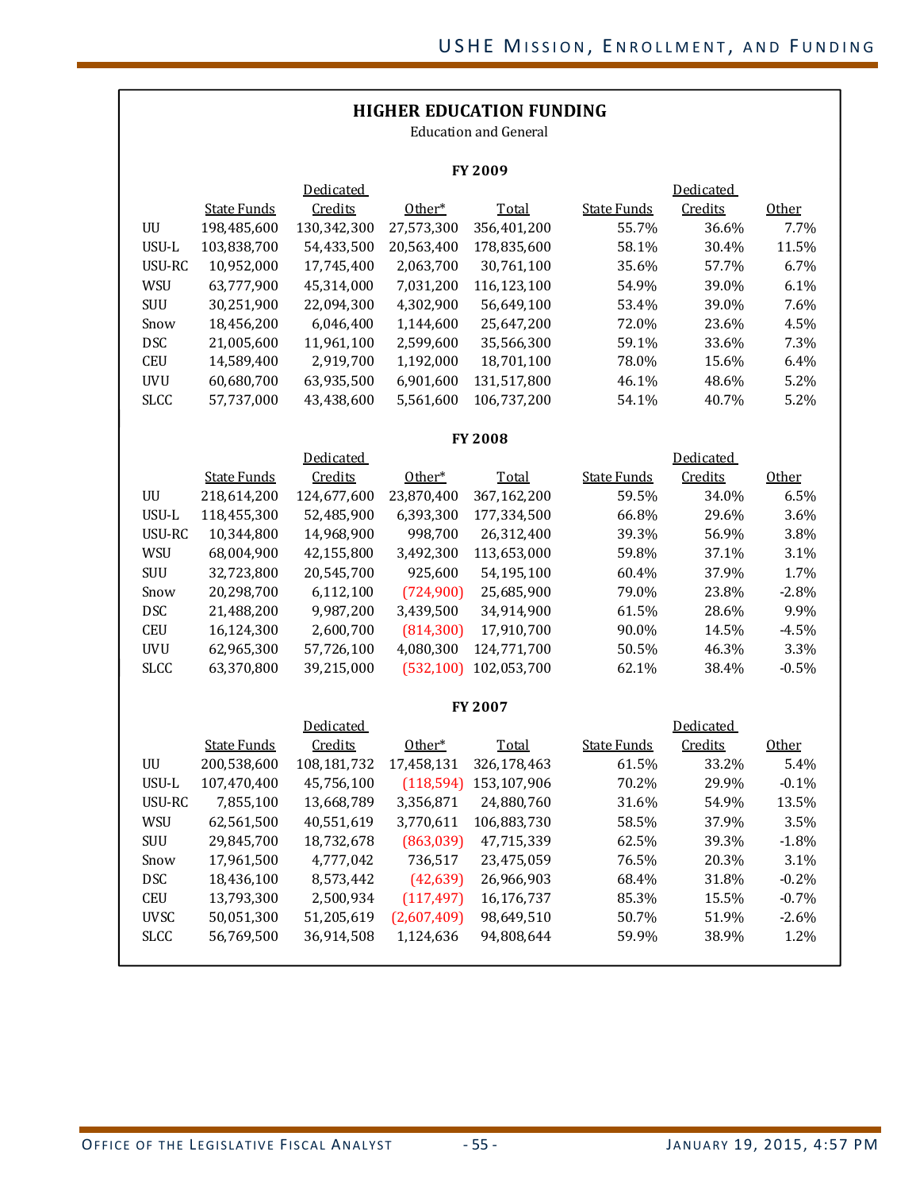## HIGHER EDUCATION FUNDING

Education and General

### FY 2009

| | State Funds | Dedicated Credits | Other* | Total | State Funds | Dedicated Credits | Other |
|---|---|---|---|---|---|---|---|
| UU | 198,485,600 | 130,342,300 | 27,573,300 | 356,401,200 | 55.7% | 36.6% | 7.7% |
| USU-L | 103,838,700 | 54,433,500 | 20,563,400 | 178,835,600 | 58.1% | 30.4% | 11.5% |
| USU-RC | 10,952,000 | 17,745,400 | 2,063,700 | 30,761,100 | 35.6% | 57.7% | 6.7% |
| WSU | 63,777,900 | 45,314,000 | 7,031,200 | 116,123,100 | 54.9% | 39.0% | 6.1% |
| SUU | 30,251,900 | 22,094,300 | 4,302,900 | 56,649,100 | 53.4% | 39.0% | 7.6% |
| Snow | 18,456,200 | 6,046,400 | 1,144,600 | 25,647,200 | 72.0% | 23.6% | 4.5% |
| DSC | 21,005,600 | 11,961,100 | 2,599,600 | 35,566,300 | 59.1% | 33.6% | 7.3% |
| CEU | 14,589,400 | 2,919,700 | 1,192,000 | 18,701,100 | 78.0% | 15.6% | 6.4% |
| UVU | 60,680,700 | 63,935,500 | 6,901,600 | 131,517,800 | 46.1% | 48.6% | 5.2% |
| SLCC | 57,737,000 | 43,438,600 | 5,561,600 | 106,737,200 | 54.1% | 40.7% | 5.2% |

### FY 2008

| | State Funds | Dedicated Credits | Other* | Total | State Funds | Dedicated Credits | Other |
|---|---|---|---|---|---|---|---|
| UU | 218,614,200 | 124,677,600 | 23,870,400 | 367,162,200 | 59.5% | 34.0% | 6.5% |
| USU-L | 118,455,300 | 52,485,900 | 6,393,300 | 177,334,500 | 66.8% | 29.6% | 3.6% |
| USU-RC | 10,344,800 | 14,968,900 | 998,700 | 26,312,400 | 39.3% | 56.9% | 3.8% |
| WSU | 68,004,900 | 42,155,800 | 3,492,300 | 113,653,000 | 59.8% | 37.1% | 3.1% |
| SUU | 32,723,800 | 20,545,700 | 925,600 | 54,195,100 | 60.4% | 37.9% | 1.7% |
| Snow | 20,298,700 | 6,112,100 | (724,900) | 25,685,900 | 79.0% | 23.8% | -2.8% |
| DSC | 21,488,200 | 9,987,200 | 3,439,500 | 34,914,900 | 61.5% | 28.6% | 9.9% |
| CEU | 16,124,300 | 2,600,700 | (814,300) | 17,910,700 | 90.0% | 14.5% | -4.5% |
| UVU | 62,965,300 | 57,726,100 | 4,080,300 | 124,771,700 | 50.5% | 46.3% | 3.3% |
| SLCC | 63,370,800 | 39,215,000 | (532,100) | 102,053,700 | 62.1% | 38.4% | -0.5% |

### FY 2007

| | State Funds | Dedicated Credits | Other* | Total | State Funds | Dedicated Credits | Other |
|---|---|---|---|---|---|---|---|
| UU | 200,538,600 | 108,181,732 | 17,458,131 | 326,178,463 | 61.5% | 33.2% | 5.4% |
| USU-L | 107,470,400 | 45,756,100 | (118,594) | 153,107,906 | 70.2% | 29.9% | -0.1% |
| USU-RC | 7,855,100 | 13,668,789 | 3,356,871 | 24,880,760 | 31.6% | 54.9% | 13.5% |
| WSU | 62,561,500 | 40,551,619 | 3,770,611 | 106,883,730 | 58.5% | 37.9% | 3.5% |
| SUU | 29,845,700 | 18,732,678 | (863,039) | 47,715,339 | 62.5% | 39.3% | -1.8% |
| Snow | 17,961,500 | 4,777,042 | 736,517 | 23,475,059 | 76.5% | 20.3% | 3.1% |
| DSC | 18,436,100 | 8,573,442 | (42,639) | 26,966,903 | 68.4% | 31.8% | -0.2% |
| CEU | 13,793,300 | 2,500,934 | (117,497) | 16,176,737 | 85.3% | 15.5% | -0.7% |
| UVSC | 50,051,300 | 51,205,619 | (2,607,409) | 98,649,510 | 50.7% | 51.9% | -2.6% |
| SLCC | 56,769,500 | 36,914,508 | 1,124,636 | 94,808,644 | 59.9% | 38.9% | 1.2% |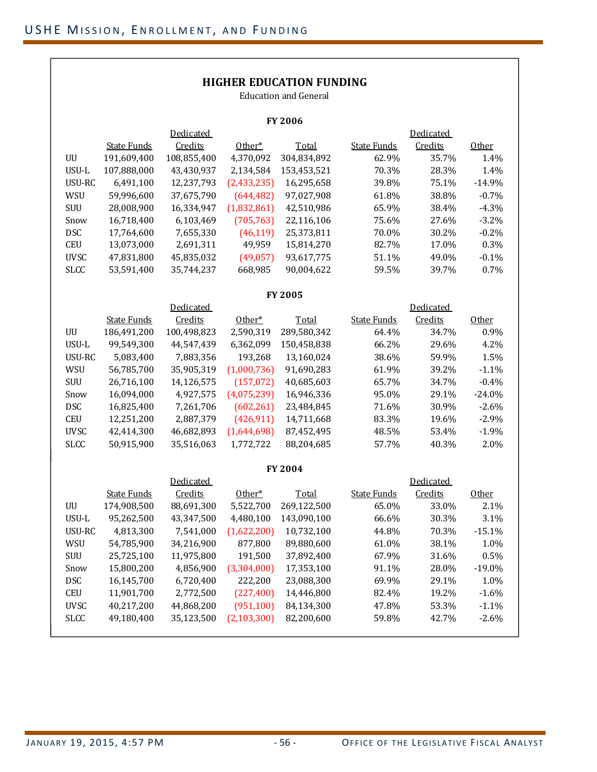## HIGHER EDUCATION FUNDING

Education and General

### FY 2006

| | State Funds | Dedicated Credits | Other* | Total | State Funds | Dedicated Credits | Other |
|---|---|---|---|---|---|---|---|
| UU | 191,609,400 | 108,855,400 | 4,370,092 | 304,834,892 | 62.9% | 35.7% | 1.4% |
| USU-L | 107,888,000 | 43,430,937 | 2,134,584 | 153,453,521 | 70.3% | 28.3% | 1.4% |
| USU-RC | 6,491,100 | 12,237,793 | (2,433,235) | 16,295,658 | 39.8% | 75.1% | -14.9% |
| WSU | 59,996,600 | 37,675,790 | (644,482) | 97,027,908 | 61.8% | 38.8% | -0.7% |
| SUU | 28,008,900 | 16,334,947 | (1,832,861) | 42,510,986 | 65.9% | 38.4% | -4.3% |
| Snow | 16,718,400 | 6,103,469 | (705,763) | 22,116,106 | 75.6% | 27.6% | -3.2% |
| DSC | 17,764,600 | 7,655,330 | (46,119) | 25,373,811 | 70.0% | 30.2% | -0.2% |
| CEU | 13,073,000 | 2,691,311 | 49,959 | 15,814,270 | 82.7% | 17.0% | 0.3% |
| UVSC | 47,831,800 | 45,835,032 | (49,057) | 93,617,775 | 51.1% | 49.0% | -0.1% |
| SLCC | 53,591,400 | 35,744,237 | 668,985 | 90,004,622 | 59.5% | 39.7% | 0.7% |

### FY 2005

| | State Funds | Dedicated Credits | Other* | Total | State Funds | Dedicated Credits | Other |
|---|---|---|---|---|---|---|---|
| UU | 186,491,200 | 100,498,823 | 2,590,319 | 289,580,342 | 64.4% | 34.7% | 0.9% |
| USU-L | 99,549,300 | 44,547,439 | 6,362,099 | 150,458,838 | 66.2% | 29.6% | 4.2% |
| USU-RC | 5,083,400 | 7,883,356 | 193,268 | 13,160,024 | 38.6% | 59.9% | 1.5% |
| WSU | 56,785,700 | 35,905,319 | (1,000,736) | 91,690,283 | 61.9% | 39.2% | -1.1% |
| SUU | 26,716,100 | 14,126,575 | (157,072) | 40,685,603 | 65.7% | 34.7% | -0.4% |
| Snow | 16,094,000 | 4,927,575 | (4,075,239) | 16,946,336 | 95.0% | 29.1% | -24.0% |
| DSC | 16,825,400 | 7,261,706 | (602,261) | 23,484,845 | 71.6% | 30.9% | -2.6% |
| CEU | 12,251,200 | 2,887,379 | (426,911) | 14,711,668 | 83.3% | 19.6% | -2.9% |
| UVSC | 42,414,300 | 46,682,893 | (1,644,698) | 87,452,495 | 48.5% | 53.4% | -1.9% |
| SLCC | 50,915,900 | 35,516,063 | 1,772,722 | 88,204,685 | 57.7% | 40.3% | 2.0% |

### FY 2004

| | State Funds | Dedicated Credits | Other* | Total | State Funds | Dedicated Credits | Other |
|---|---|---|---|---|---|---|---|
| UU | 174,908,500 | 88,691,300 | 5,522,700 | 269,122,500 | 65.0% | 33.0% | 2.1% |
| USU-L | 95,262,500 | 43,347,500 | 4,480,100 | 143,090,100 | 66.6% | 30.3% | 3.1% |
| USU-RC | 4,813,300 | 7,541,000 | (1,622,200) | 10,732,100 | 44.8% | 70.3% | -15.1% |
| WSU | 54,785,900 | 34,216,900 | 877,800 | 89,880,600 | 61.0% | 38.1% | 1.0% |
| SUU | 25,725,100 | 11,975,800 | 191,500 | 37,892,400 | 67.9% | 31.6% | 0.5% |
| Snow | 15,800,200 | 4,856,900 | (3,304,000) | 17,353,100 | 91.1% | 28.0% | -19.0% |
| DSC | 16,145,700 | 6,720,400 | 222,200 | 23,088,300 | 69.9% | 29.1% | 1.0% |
| CEU | 11,901,700 | 2,772,500 | (227,400) | 14,446,800 | 82.4% | 19.2% | -1.6% |
| UVSC | 40,217,200 | 44,868,200 | (951,100) | 84,134,300 | 47.8% | 53.3% | -1.1% |
| SLCC | 49,180,400 | 35,123,500 | (2,103,300) | 82,200,600 | 59.8% | 42.7% | -2.6% |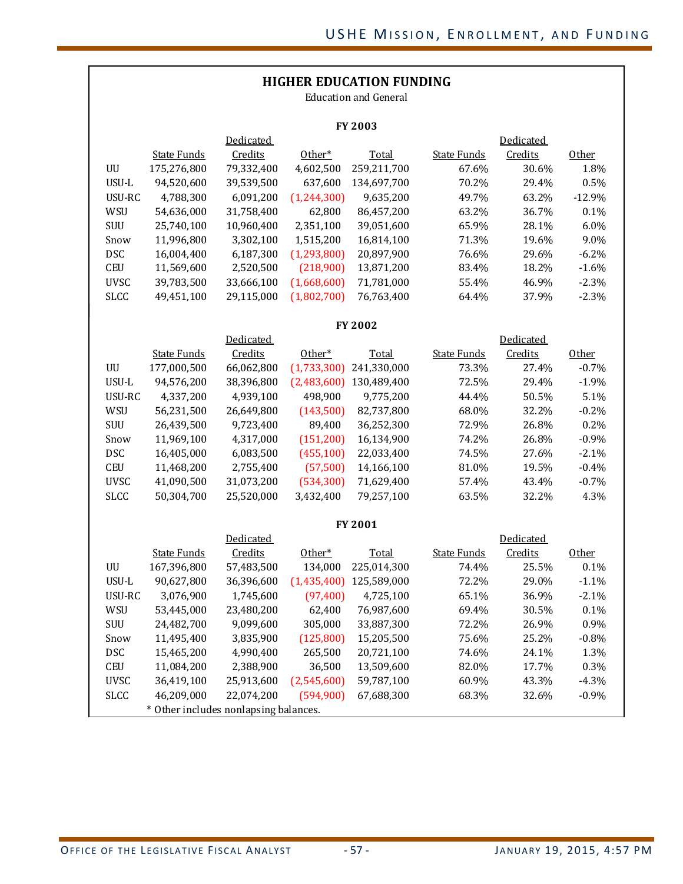## HIGHER EDUCATION FUNDING

Education and General

### FY 2003

| | State Funds | Dedicated Credits | Other* | Total | State Funds | Dedicated Credits | Other |
|---|---|---|---|---|---|---|---|
| UU | 175,276,800 | 79,332,400 | 4,602,500 | 259,211,700 | 67.6% | 30.6% | 1.8% |
| USU-L | 94,520,600 | 39,539,500 | 637,600 | 134,697,700 | 70.2% | 29.4% | 0.5% |
| USU-RC | 4,788,300 | 6,091,200 | (1,244,300) | 9,635,200 | 49.7% | 63.2% | -12.9% |
| WSU | 54,636,000 | 31,758,400 | 62,800 | 86,457,200 | 63.2% | 36.7% | 0.1% |
| SUU | 25,740,100 | 10,960,400 | 2,351,100 | 39,051,600 | 65.9% | 28.1% | 6.0% |
| Snow | 11,996,800 | 3,302,100 | 1,515,200 | 16,814,100 | 71.3% | 19.6% | 9.0% |
| DSC | 16,004,400 | 6,187,300 | (1,293,800) | 20,897,900 | 76.6% | 29.6% | -6.2% |
| CEU | 11,569,600 | 2,520,500 | (218,900) | 13,871,200 | 83.4% | 18.2% | -1.6% |
| UVSC | 39,783,500 | 33,666,100 | (1,668,600) | 71,781,000 | 55.4% | 46.9% | -2.3% |
| SLCC | 49,451,100 | 29,115,000 | (1,802,700) | 76,763,400 | 64.4% | 37.9% | -2.3% |

### FY 2002

| | State Funds | Dedicated Credits | Other* | Total | State Funds | Dedicated Credits | Other |
|---|---|---|---|---|---|---|---|
| UU | 177,000,500 | 66,062,800 | (1,733,300) | 241,330,000 | 73.3% | 27.4% | -0.7% |
| USU-L | 94,576,200 | 38,396,800 | (2,483,600) | 130,489,400 | 72.5% | 29.4% | -1.9% |
| USU-RC | 4,337,200 | 4,939,100 | 498,900 | 9,775,200 | 44.4% | 50.5% | 5.1% |
| WSU | 56,231,500 | 26,649,800 | (143,500) | 82,737,800 | 68.0% | 32.2% | -0.2% |
| SUU | 26,439,500 | 9,723,400 | 89,400 | 36,252,300 | 72.9% | 26.8% | 0.2% |
| Snow | 11,969,100 | 4,317,000 | (151,200) | 16,134,900 | 74.2% | 26.8% | -0.9% |
| DSC | 16,405,000 | 6,083,500 | (455,100) | 22,033,400 | 74.5% | 27.6% | -2.1% |
| CEU | 11,468,200 | 2,755,400 | (57,500) | 14,166,100 | 81.0% | 19.5% | -0.4% |
| UVSC | 41,090,500 | 31,073,200 | (534,300) | 71,629,400 | 57.4% | 43.4% | -0.7% |
| SLCC | 50,304,700 | 25,520,000 | 3,432,400 | 79,257,100 | 63.5% | 32.2% | 4.3% |

### FY 2001

| | State Funds | Dedicated Credits | Other* | Total | State Funds | Dedicated Credits | Other |
|---|---|---|---|---|---|---|---|
| UU | 167,396,800 | 57,483,500 | 134,000 | 225,014,300 | 74.4% | 25.5% | 0.1% |
| USU-L | 90,627,800 | 36,396,600 | (1,435,400) | 125,589,000 | 72.2% | 29.0% | -1.1% |
| USU-RC | 3,076,900 | 1,745,600 | (97,400) | 4,725,100 | 65.1% | 36.9% | -2.1% |
| WSU | 53,445,000 | 23,480,200 | 62,400 | 76,987,600 | 69.4% | 30.5% | 0.1% |
| SUU | 24,482,700 | 9,099,600 | 305,000 | 33,887,300 | 72.2% | 26.9% | 0.9% |
| Snow | 11,495,400 | 3,835,900 | (125,800) | 15,205,500 | 75.6% | 25.2% | -0.8% |
| DSC | 15,465,200 | 4,990,400 | 265,500 | 20,721,100 | 74.6% | 24.1% | 1.3% |
| CEU | 11,084,200 | 2,388,900 | 36,500 | 13,509,600 | 82.0% | 17.7% | 0.3% |
| UVSC | 36,419,100 | 25,913,600 | (2,545,600) | 59,787,100 | 60.9% | 43.3% | -4.3% |
| SLCC | 46,209,000 | 22,074,200 | (594,900) | 67,688,300 | 68.3% | 32.6% | -0.9% |

* Other includes nonlapsing balances.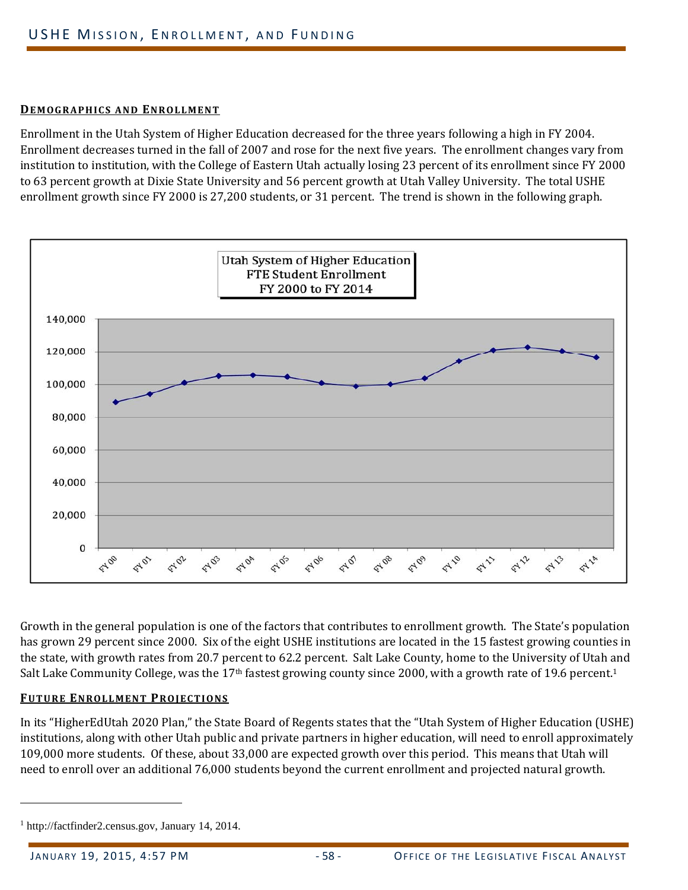### DEMOGRAPHICS AND ENROLLMENT

Enrollment in the Utah System of Higher Education decreased for the three years following a high in FY 2004. Enrollment decreases turned in the fall of 2007 and rose for the next five years. The enrollment changes vary from institution to institution, with the College of Eastern Utah actually losing 23 percent of its enrollment since FY 2000 to 63 percent growth at Dixie State University and 56 percent growth at Utah Valley University. The total USHE enrollment growth since FY 2000 is 27,200 students, or 31 percent. The trend is shown in the following graph.

Utah System of Higher Education
FTE Student Enrollment
FY 2000 to FY 2014

140,000
120,000
100,000
80,000
60,000
40,000
20,000
0

FY 00, FY 01, FY 02, FY 03, FY 04, FY 05, FY 06, FY 07, FY 08, FY 09, FY 10, FY 11, FY 12, FY 13, FY 14

Growth in the general population is one of the factors that contributes to enrollment growth. The State's population has grown 29 percent since 2000. Six of the eight USHE institutions are located in the 15 fastest growing counties in the state, with growth rates from 20.7 percent to 62.2 percent. Salt Lake County, home to the University of Utah and Salt Lake Community College, was the 17th fastest growing county since 2000, with a growth rate of 19.6 percent.[1]

### FUTURE ENROLLMENT PROJECTIONS

In its "HigherEdUtah 2020 Plan," the State Board of Regents states that the "Utah System of Higher Education (USHE) institutions, along with other Utah public and private partners in higher education, will need to enroll approximately 109,000 more students. Of these, about 33,000 are expected growth over this period. This means that Utah will need to enroll over an additional 76,000 students beyond the current enrollment and projected natural growth.

[1] http://factfinder2.census.gov, January 14, 2014.